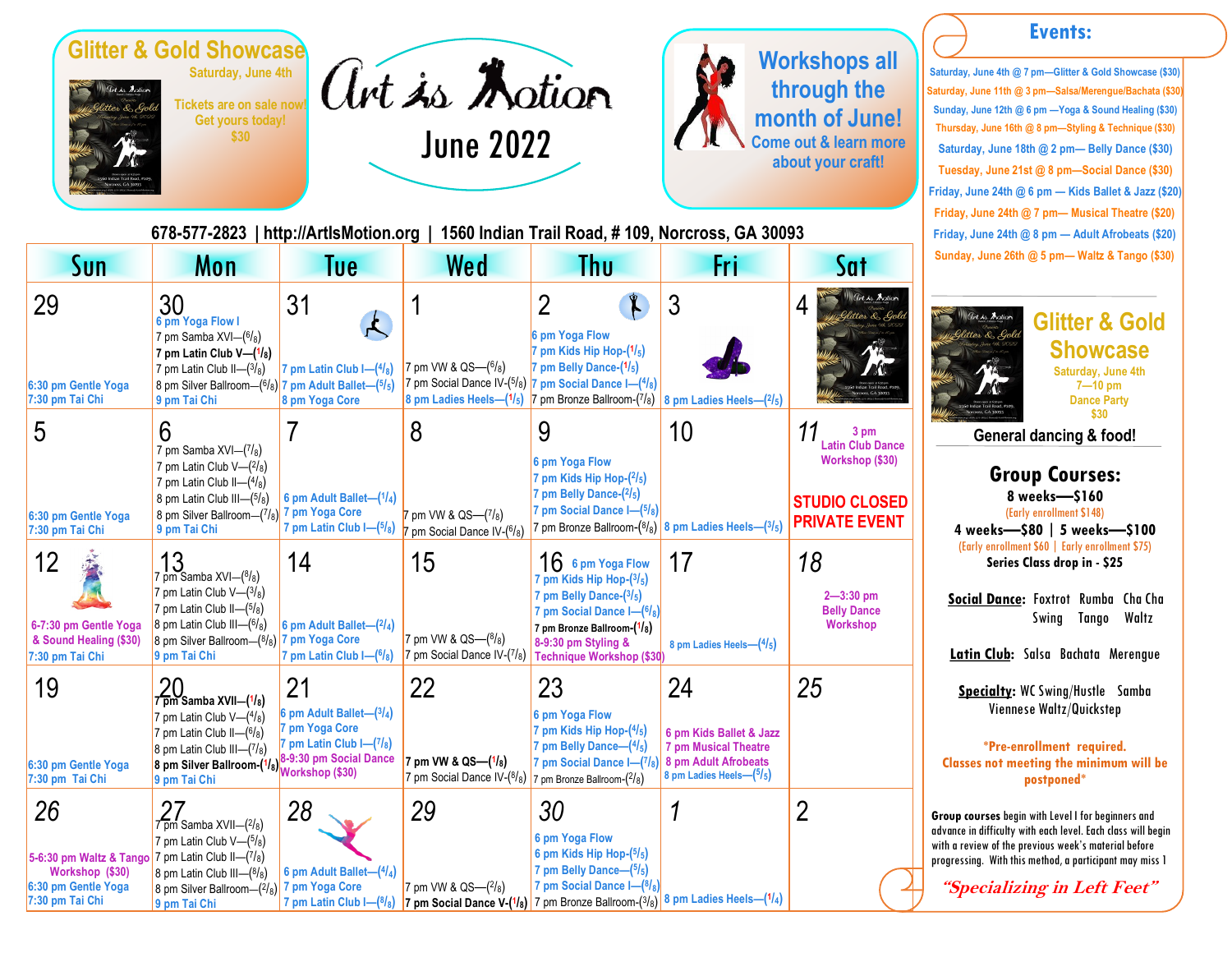## Glitter & Gold Showcase

Saturday, June 4th

Tickets are on sale now! Get yours today! $30

# Art is Motion

## June 2022

## Workshops all through the month of June!

Come out & learn more about your craft!

678-577-2823 | http://ArtIsMotion.org | 1560 Indian Trail Road, # 109, Norcross, GA 30093

| Sun | Mon | Tue | Wed | Thu | Fri | Sat |
|---|---|---|---|---|---|---|
| 29<br>6:30 pm Gentle Yoga<br>7:30 pm Tai Chi | 30<br>6 pm Yoga Flow I<br>7 pm Samba XVI—(6/8)<br>**7 pm Latin Club V—(1/8)**<br>7 pm Latin Club II—(3/8)<br>8 pm Silver Ballroom—(6/8)<br>9 pm Tai Chi | 31<br>7 pm Latin Club I—(4/8)<br>7 pm Adult Ballet—(5/5)<br>8 pm Yoga Core | 1<br>7 pm VW & QS—(6/8)<br>7 pm Social Dance IV-(5/8)<br>8 pm Ladies Heels—(1/5) | 2<br>6 pm Yoga Flow<br>7 pm Kids Hip Hop-(1/5)<br>7 pm Belly Dance-(1/5)<br>7 pm Social Dance I—(4/8)<br>7 pm Bronze Ballroom-(7/8) | 3<br>8 pm Ladies Heels—(2/5) | 4 |
| 5<br>6:30 pm Gentle Yoga<br>7:30 pm Tai Chi | 6<br>7 pm Samba XVI—(7/8)<br>7 pm Latin Club V—(2/8)<br>7 pm Latin Club II—(4/8)<br>8 pm Latin Club III—(5/8)<br>8 pm Silver Ballroom—(7/8)<br>9 pm Tai Chi | 7<br>6 pm Adult Ballet—(1/4)<br>7 pm Yoga Core<br>7 pm Latin Club I—(5/8) | 8<br>7 pm VW & QS—(7/8)<br>7 pm Social Dance IV-(6/8) | 9<br>6 pm Yoga Flow<br>7 pm Kids Hip Hop-(2/5)<br>7 pm Belly Dance-(2/5)<br>7 pm Social Dance I—(5/8)<br>7 pm Bronze Ballroom-(8/8) | 10<br>8 pm Ladies Heels—(3/5) | 11<br>3 pm Latin Club Dance Workshop ($30)<br>STUDIO CLOSED PRIVATE EVENT |
| 12<br>6-7:30 pm Gentle Yoga & Sound Healing ($30)<br>7:30 pm Tai Chi | 13<br>7 pm Samba XVI—(8/8)<br>7 pm Latin Club V—(3/8)<br>7 pm Latin Club II—(5/8)<br>8 pm Latin Club III—(6/8)<br>8 pm Silver Ballroom—(8/8)<br>9 pm Tai Chi | 14<br>6 pm Adult Ballet—(2/4)<br>7 pm Yoga Core<br>7 pm Latin Club I—(6/8) | 15<br>7 pm VW & QS—(8/8)<br>7 pm Social Dance IV-(7/8) | 16<br>6 pm Yoga Flow<br>7 pm Kids Hip Hop-(3/5)<br>7 pm Belly Dance-(3/5)<br>7 pm Social Dance I—(6/8)<br>**7 pm Bronze Ballroom-(1/8)**<br>8-9:30 pm Styling & Technique Workshop ($30) | 17<br>8 pm Ladies Heels—(4/5) | 18<br>2—3:30 pm Belly Dance Workshop |
| 19<br>6:30 pm Gentle Yoga<br>7:30 pm Tai Chi | 20<br>**7 pm Samba XVII—(1/8)**<br>7 pm Latin Club V—(4/8)<br>7 pm Latin Club II—(6/8)<br>8 pm Latin Club III—(7/8)<br>**8 pm Silver Ballroom-(1/8)**<br>9 pm Tai Chi | 21<br>6 pm Adult Ballet—(3/4)<br>7 pm Yoga Core<br>7 pm Latin Club I—(7/8)<br>8-9:30 pm Social Dance Workshop ($30) | 22<br>**7 pm VW & QS—(1/8)**<br>7 pm Social Dance IV-(8/8) | 23<br>6 pm Yoga Flow<br>7 pm Kids Hip Hop-(4/5)<br>7 pm Belly Dance—(4/5)<br>7 pm Social Dance I—(7/8)<br>7 pm Bronze Ballroom-(2/8) | 24<br>6 pm Kids Ballet & Jazz<br>7 pm Musical Theatre<br>8 pm Adult Afrobeats<br>8 pm Ladies Heels—(5/5) | 25 |
| 26<br>5-6:30 pm Waltz & Tango Workshop ($30)<br>6:30 pm Gentle Yoga<br>7:30 pm Tai Chi | 27<br>7 pm Samba XVII—(2/8)<br>7 pm Latin Club V—(5/8)<br>7 pm Latin Club II—(7/8)<br>8 pm Latin Club III—(8/8)<br>8 pm Silver Ballroom—(2/8)<br>9 pm Tai Chi | 28<br>6 pm Adult Ballet—(4/4)<br>7 pm Yoga Core<br>7 pm Latin Club I—(8/8) | 29<br>7 pm VW & QS—(2/8)<br>**7 pm Social Dance V-(1/8)** | 30<br>6 pm Yoga Flow<br>6 pm Kids Hip Hop-(5/5)<br>7 pm Belly Dance—(5/5)<br>7 pm Social Dance I—(8/8)<br>7 pm Bronze Ballroom-(3/8) | 1<br>8 pm Ladies Heels—(1/4) | 2 |

## Events:

- Saturday, June 4th @ 7 pm—Glitter & Gold Showcase ($30)
- Saturday, June 11th @ 3 pm—Salsa/Merengue/Bachata ($30)
- Sunday, June 12th @ 6 pm —Yoga & Sound Healing ($30)
- Thursday, June 16th @ 8 pm—Styling & Technique ($30)
- Saturday, June 18th @ 2 pm— Belly Dance ($30)
- Tuesday, June 21st @ 8 pm—Social Dance ($30)
- Friday, June 24th @ 6 pm — Kids Ballet & Jazz ($20)
- Friday, June 24th @ 7 pm— Musical Theatre ($20)
- Friday, June 24th @ 8 pm — Adult Afrobeats ($20)
- Sunday, June 26th @ 5 pm— Waltz & Tango ($30)

## Glitter & Gold Showcase

Saturday, June 4th
7—10 pm
Dance Party
$30

General dancing & food!

## Group Courses:

8 weeks—$160
(Early enrollment $148)
4 weeks—$80 | 5 weeks—$100
(Early enrollment $60 | Early enrollment $75)
Series Class drop in - $25

**Social Dance:** Foxtrot Rumba Cha Cha Swing Tango Waltz

**Latin Club:** Salsa Bachata Merengue

**Specialty:** WC Swing/Hustle Samba Viennese Waltz/Quickstep

*Pre-enrollment required. Classes not meeting the minimum will be postponed*

**Group courses** begin with Level I for beginners and advance in difficulty with each level. Each class will begin with a review of the previous week's material before progressing. With this method, a participant may miss 1

*"Specializing in Left Feet"*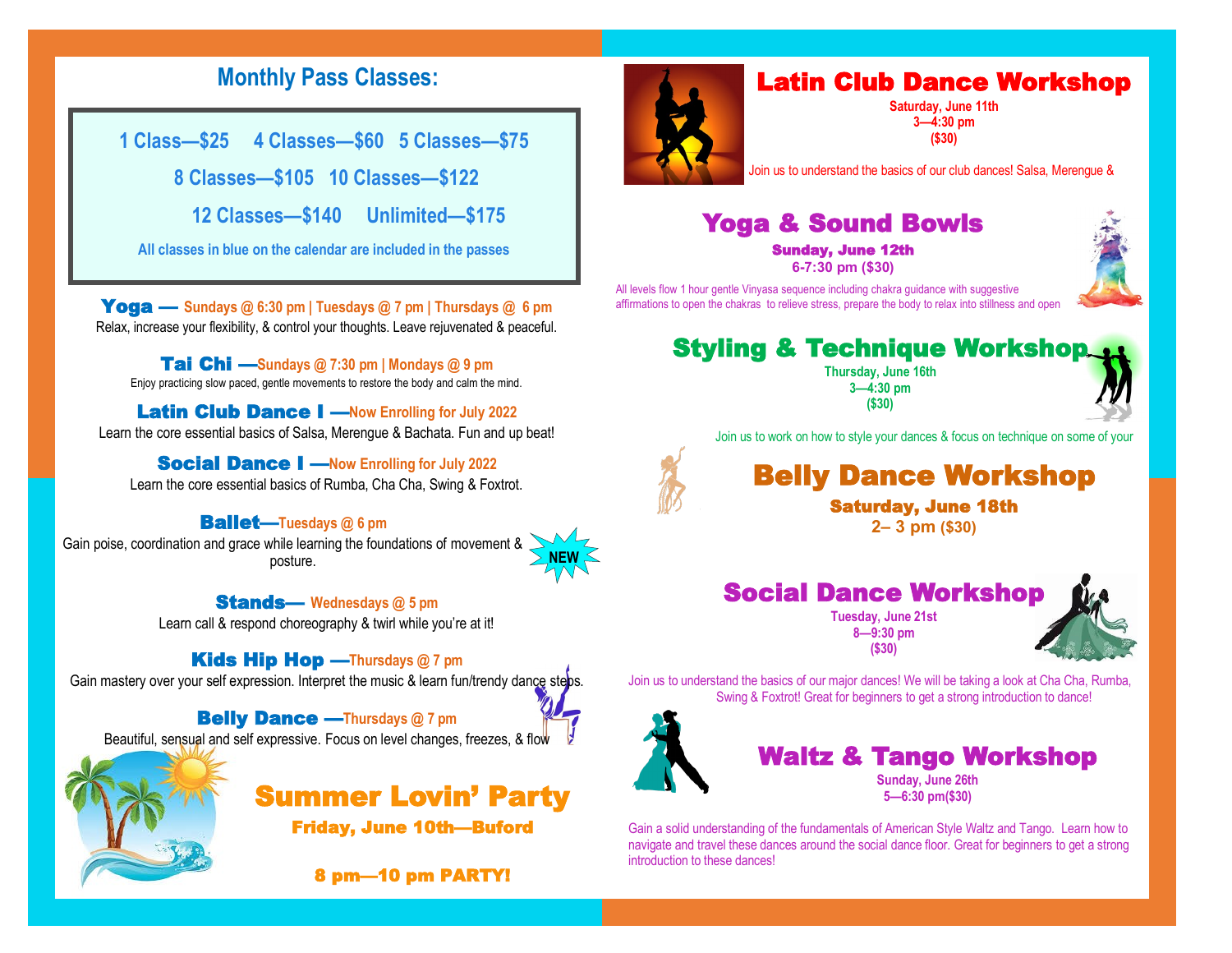## Monthly Pass Classes:

1 Class—$25   4 Classes—$60   5 Classes—$75

8 Classes—$105   10 Classes—$122

12 Classes—$140   Unlimited—$175

All classes in blue on the calendar are included in the passes

**Yoga —** Sundays @ 6:30 pm | Tuesdays @ 7 pm | Thursdays @ 6 pm
Relax, increase your flexibility, & control your thoughts. Leave rejuvenated & peaceful.

**Tai Chi —**Sundays @ 7:30 pm | Mondays @ 9 pm
Enjoy practicing slow paced, gentle movements to restore the body and calm the mind.

**Latin Club Dance I —**Now Enrolling for July 2022
Learn the core essential basics of Salsa, Merengue & Bachata. Fun and up beat!

**Social Dance I —**Now Enrolling for July 2022
Learn the core essential basics of Rumba, Cha Cha, Swing & Foxtrot.

**Ballet—**Tuesdays @ 6 pm
Gain poise, coordination and grace while learning the foundations of movement & posture.

NEW

**Stands—** Wednesdays @ 5 pm
Learn call & respond choreography & twirl while you're at it!

**Kids Hip Hop —**Thursdays @ 7 pm
Gain mastery over your self expression. Interpret the music & learn fun/trendy dance steps.

**Belly Dance —**Thursdays @ 7 pm
Beautiful, sensual and self expressive. Focus on level changes, freezes, & flow

## Summer Lovin' Party

**Friday, June 10th—Buford**

**8 pm—10 pm PARTY!**

## Latin Club Dance Workshop

**Saturday, June 11th**
**3—4:30 pm**
**($30)**

Join us to understand the basics of our club dances! Salsa, Merengue &

## Yoga & Sound Bowls

**Sunday, June 12th**
**6-7:30 pm ($30)**

All levels flow 1 hour gentle Vinyasa sequence including chakra guidance with suggestive affirmations to open the chakras to relieve stress, prepare the body to relax into stillness and open

## Styling & Technique Workshop

**Thursday, June 16th**
**3—4:30 pm**
**($30)**

Join us to work on how to style your dances & focus on technique on some of your

## Belly Dance Workshop

**Saturday, June 18th**
**2– 3 pm ($30)**

## Social Dance Workshop

**Tuesday, June 21st**
**8—9:30 pm**
**($30)**

Join us to understand the basics of our major dances! We will be taking a look at Cha Cha, Rumba, Swing & Foxtrot! Great for beginners to get a strong introduction to dance!

## Waltz & Tango Workshop

**Sunday, June 26th**
**5—6:30 pm($30)**

Gain a solid understanding of the fundamentals of American Style Waltz and Tango. Learn how to navigate and travel these dances around the social dance floor. Great for beginners to get a strong introduction to these dances!